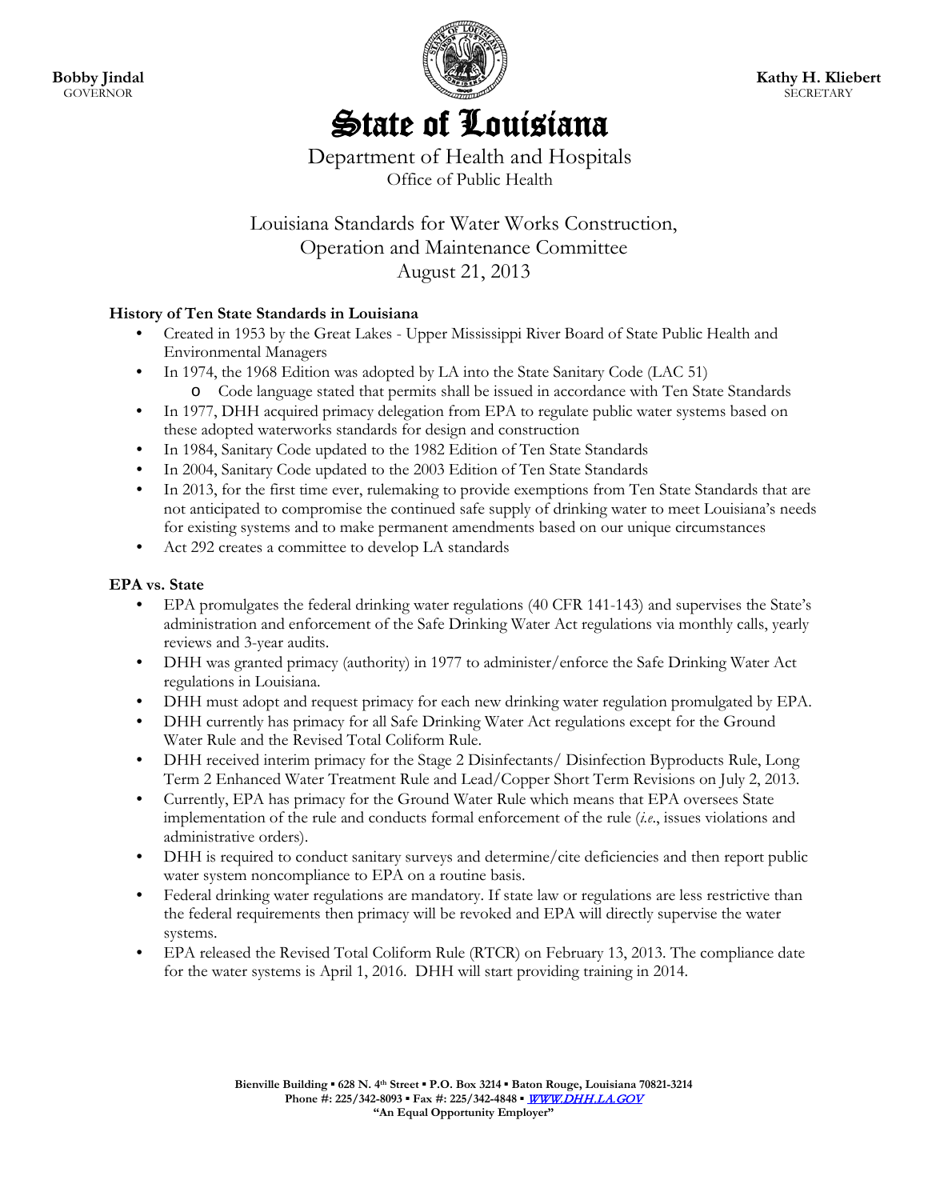**Bobby Jindal**
GOVERNOR

**Kathy H. Kliebert**
SECRETARY

# State of Louisiana

Department of Health and Hospitals
Office of Public Health

Louisiana Standards for Water Works Construction, Operation and Maintenance Committee
August 21, 2013

**History of Ten State Standards in Louisiana**

- Created in 1953 by the Great Lakes - Upper Mississippi River Board of State Public Health and Environmental Managers
- In 1974, the 1968 Edition was adopted by LA into the State Sanitary Code (LAC 51)
  - Code language stated that permits shall be issued in accordance with Ten State Standards
- In 1977, DHH acquired primacy delegation from EPA to regulate public water systems based on these adopted waterworks standards for design and construction
- In 1984, Sanitary Code updated to the 1982 Edition of Ten State Standards
- In 2004, Sanitary Code updated to the 2003 Edition of Ten State Standards
- In 2013, for the first time ever, rulemaking to provide exemptions from Ten State Standards that are not anticipated to compromise the continued safe supply of drinking water to meet Louisiana's needs for existing systems and to make permanent amendments based on our unique circumstances
- Act 292 creates a committee to develop LA standards

**EPA vs. State**

- EPA promulgates the federal drinking water regulations (40 CFR 141-143) and supervises the State's administration and enforcement of the Safe Drinking Water Act regulations via monthly calls, yearly reviews and 3-year audits.
- DHH was granted primacy (authority) in 1977 to administer/enforce the Safe Drinking Water Act regulations in Louisiana.
- DHH must adopt and request primacy for each new drinking water regulation promulgated by EPA.
- DHH currently has primacy for all Safe Drinking Water Act regulations except for the Ground Water Rule and the Revised Total Coliform Rule.
- DHH received interim primacy for the Stage 2 Disinfectants/ Disinfection Byproducts Rule, Long Term 2 Enhanced Water Treatment Rule and Lead/Copper Short Term Revisions on July 2, 2013.
- Currently, EPA has primacy for the Ground Water Rule which means that EPA oversees State implementation of the rule and conducts formal enforcement of the rule (*i.e.*, issues violations and administrative orders).
- DHH is required to conduct sanitary surveys and determine/cite deficiencies and then report public water system noncompliance to EPA on a routine basis.
- Federal drinking water regulations are mandatory. If state law or regulations are less restrictive than the federal requirements then primacy will be revoked and EPA will directly supervise the water systems.
- EPA released the Revised Total Coliform Rule (RTCR) on February 13, 2013. The compliance date for the water systems is April 1, 2016. DHH will start providing training in 2014.

**Bienville Building ▪ 628 N. 4th Street ▪ P.O. Box 3214 ▪ Baton Rouge, Louisiana 70821-3214**
**Phone #: 225/342-8093 ▪ Fax #: 225/342-4848 ▪ WWW.DHH.LA.GOV**
**"An Equal Opportunity Employer"**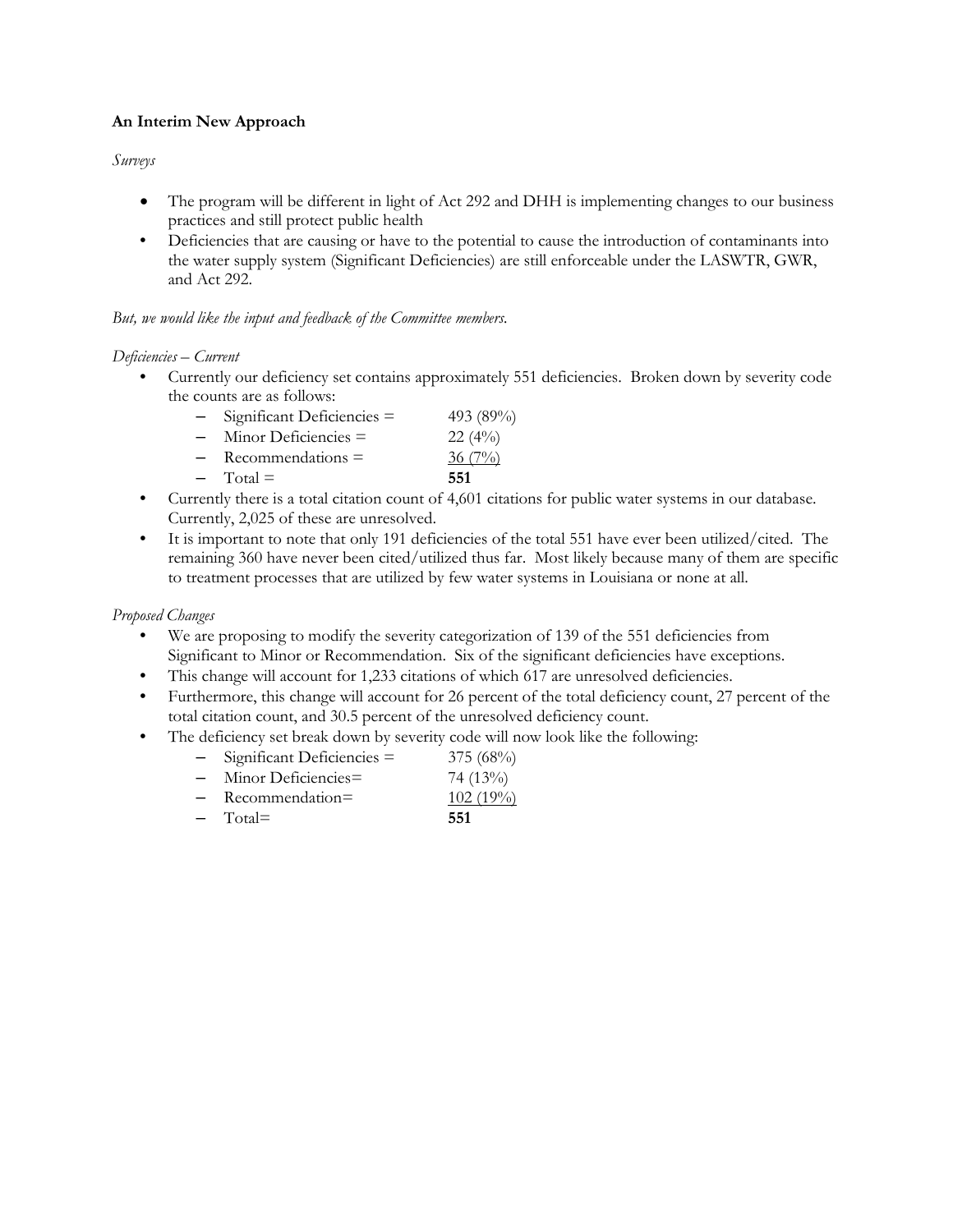**An Interim New Approach**

*Surveys*

- The program will be different in light of Act 292 and DHH is implementing changes to our business practices and still protect public health
- Deficiencies that are causing or have to the potential to cause the introduction of contaminants into the water supply system (Significant Deficiencies) are still enforceable under the LASWTR, GWR, and Act 292.

*But, we would like the input and feedback of the Committee members.*

*Deficiencies – Current*

- Currently our deficiency set contains approximately 551 deficiencies. Broken down by severity code the counts are as follows:
  - Significant Deficiencies = 493 (89%)
  - Minor Deficiencies = 22 (4%)
  - Recommendations = 36 (7%)
  - Total = **551**
- Currently there is a total citation count of 4,601 citations for public water systems in our database. Currently, 2,025 of these are unresolved.
- It is important to note that only 191 deficiencies of the total 551 have ever been utilized/cited. The remaining 360 have never been cited/utilized thus far. Most likely because many of them are specific to treatment processes that are utilized by few water systems in Louisiana or none at all.

*Proposed Changes*

- We are proposing to modify the severity categorization of 139 of the 551 deficiencies from Significant to Minor or Recommendation. Six of the significant deficiencies have exceptions.
- This change will account for 1,233 citations of which 617 are unresolved deficiencies.
- Furthermore, this change will account for 26 percent of the total deficiency count, 27 percent of the total citation count, and 30.5 percent of the unresolved deficiency count.
- The deficiency set break down by severity code will now look like the following:
  - Significant Deficiencies = 375 (68%)
  - Minor Deficiencies= 74 (13%)
  - Recommendation= 102 (19%)
  - Total= **551**